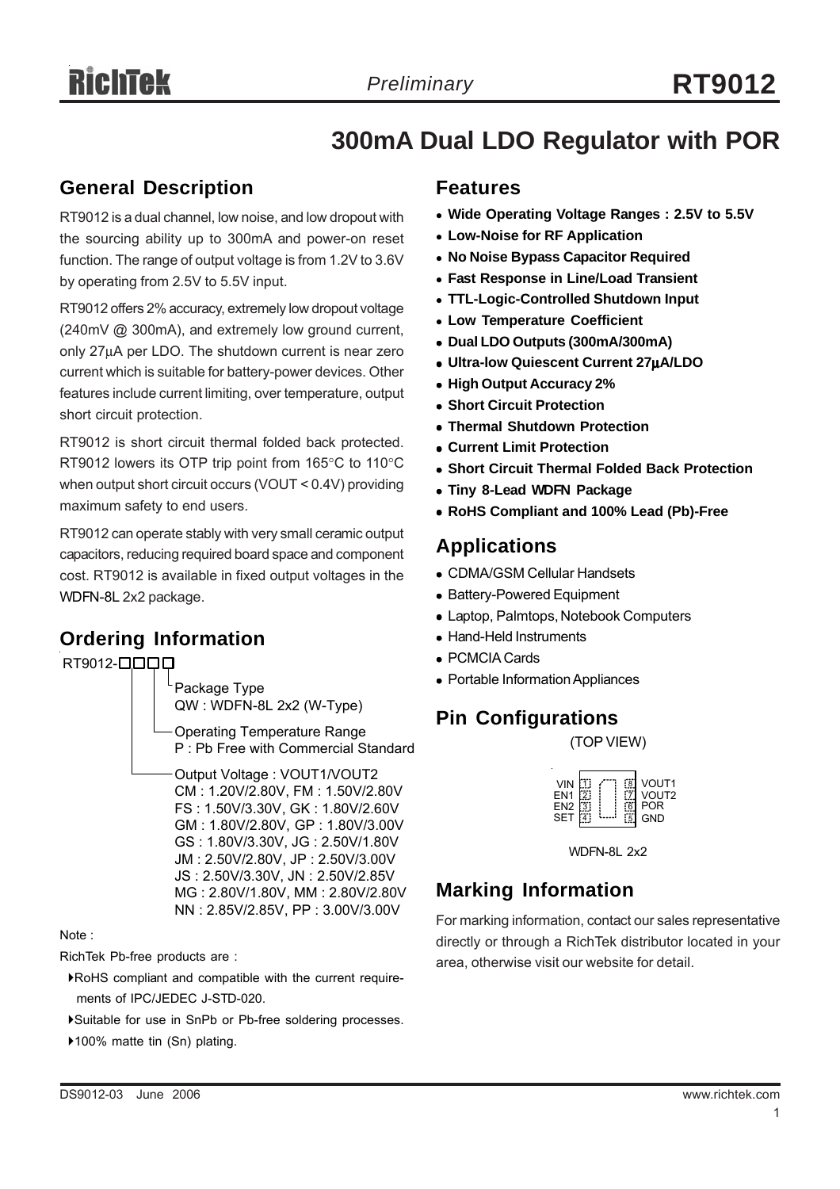# RT9012

*Preliminary*

## 300mA Dual LDO Regulator with POR

## General Description

RT9012 is a dual channel, low noise, and low dropout with the sourcing ability up to 300mA and power-on reset function. The range of output voltage is from 1.2V to 3.6V by operating from 2.5V to 5.5V input.

RT9012 offers 2% accuracy, extremely low dropout voltage (240mV @ 300mA), and extremely low ground current, only 27μA per LDO. The shutdown current is near zero current which is suitable for battery-power devices. Other features include current limiting, over temperature, output short circuit protection.

RT9012 is short circuit thermal folded back protected. RT9012 lowers its OTP trip point from 165°C to 110°C when output short circuit occurs (VOUT < 0.4V) providing maximum safety to end users.

RT9012 can operate stably with very small ceramic output capacitors, reducing required board space and component cost. RT9012 is available in fixed output voltages in the WDFN-8L 2x2 package.

## Ordering Information

RT9012-□□□□

- Package Type
  QW : WDFN-8L 2x2 (W-Type)
- Operating Temperature Range
  P : Pb Free with Commercial Standard
- Output Voltage : VOUT1/VOUT2
  CM : 1.20V/2.80V, FM : 1.50V/2.80V
  FS : 1.50V/3.30V, GK : 1.80V/2.60V
  GM : 1.80V/2.80V, GP : 1.80V/3.00V
  GS : 1.80V/3.30V, JG : 2.50V/1.80V
  JM : 2.50V/2.80V, JP : 2.50V/3.00V
  JS : 2.50V/3.30V, JN : 2.50V/2.85V
  MG : 2.80V/1.80V, MM : 2.80V/2.80V
  NN : 2.85V/2.85V, PP : 3.00V/3.00V

Note :

RichTek Pb-free products are :

- RoHS compliant and compatible with the current requirements of IPC/JEDEC J-STD-020.
- Suitable for use in SnPb or Pb-free soldering processes.
- 100% matte tin (Sn) plating.

## Features

- **Wide Operating Voltage Ranges : 2.5V to 5.5V**
- **Low-Noise for RF Application**
- **No Noise Bypass Capacitor Required**
- **Fast Response in Line/Load Transient**
- **TTL-Logic-Controlled Shutdown Input**
- **Low Temperature Coefficient**
- **Dual LDO Outputs (300mA/300mA)**
- **Ultra-low Quiescent Current 27μA/LDO**
- **High Output Accuracy 2%**
- **Short Circuit Protection**
- **Thermal Shutdown Protection**
- **Current Limit Protection**
- **Short Circuit Thermal Folded Back Protection**
- **Tiny 8-Lead WDFN Package**
- **RoHS Compliant and 100% Lead (Pb)-Free**

## Applications

- CDMA/GSM Cellular Handsets
- Battery-Powered Equipment
- Laptop, Palmtops, Notebook Computers
- Hand-Held Instruments
- PCMCIA Cards
- Portable Information Appliances

## Pin Configurations

(TOP VIEW)

| Pin | Name | Pin | Name |
|---|---|---|---|
| 1 | VIN | 8 | VOUT1 |
| 2 | EN1 | 7 | VOUT2 |
| 3 | EN2 | 6 | POR |
| 4 | SET | 5 | GND |

WDFN-8L 2x2

## Marking Information

For marking information, contact our sales representative directly or through a RichTek distributor located in your area, otherwise visit our website for detail.

DS9012-03 June 2006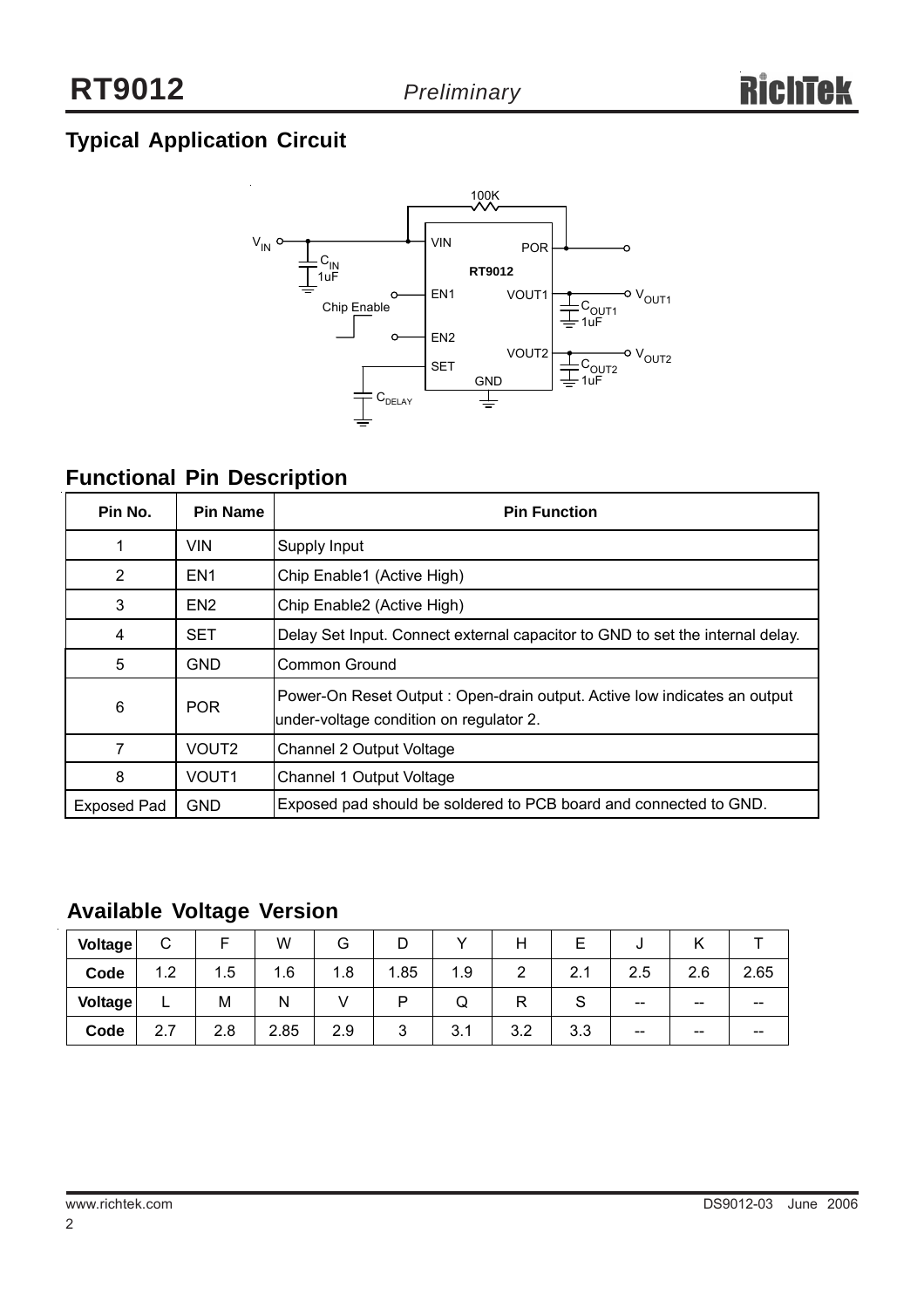## Typical Application Circuit

## Functional Pin Description

| Pin No. | Pin Name | Pin Function |
|---|---|---|
| 1 | VIN | Supply Input |
| 2 | EN1 | Chip Enable1 (Active High) |
| 3 | EN2 | Chip Enable2 (Active High) |
| 4 | SET | Delay Set Input. Connect external capacitor to GND to set the internal delay. |
| 5 | GND | Common Ground |
| 6 | POR | Power-On Reset Output : Open-drain output. Active low indicates an output under-voltage condition on regulator 2. |
| 7 | VOUT2 | Channel 2 Output Voltage |
| 8 | VOUT1 | Channel 1 Output Voltage |
| Exposed Pad | GND | Exposed pad should be soldered to PCB board and connected to GND. |

## Available Voltage Version

| Voltage | C | F | W | G | D | Y | H | E | J | K | T |
|---|---|---|---|---|---|---|---|---|---|---|---|
| Code | 1.2 | 1.5 | 1.6 | 1.8 | 1.85 | 1.9 | 2 | 2.1 | 2.5 | 2.6 | 2.65 |
| Voltage | L | M | N | V | P | Q | R | S | -- | -- | -- |
| Code | 2.7 | 2.8 | 2.85 | 2.9 | 3 | 3.1 | 3.2 | 3.3 | -- | -- | -- |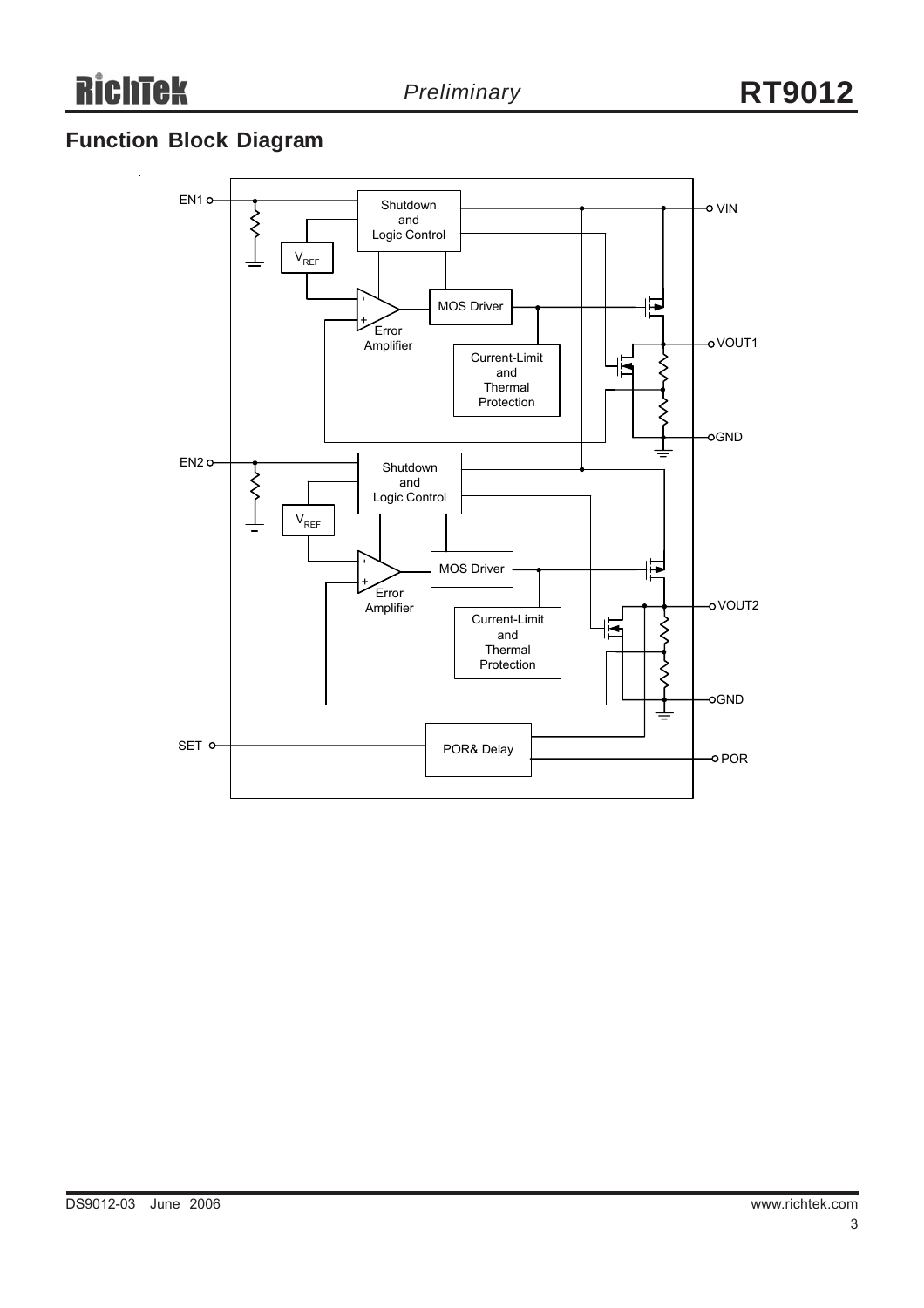## Function Block Diagram

EN1

VIN

Shutdown and Logic Control

$V_{REF}$

MOS Driver

Error Amplifier

VOUT1

Current-Limit and Thermal Protection

GND

EN2

Shutdown and Logic Control

$V_{REF}$

MOS Driver

Error Amplifier

VOUT2

Current-Limit and Thermal Protection

GND

SET

POR& Delay

POR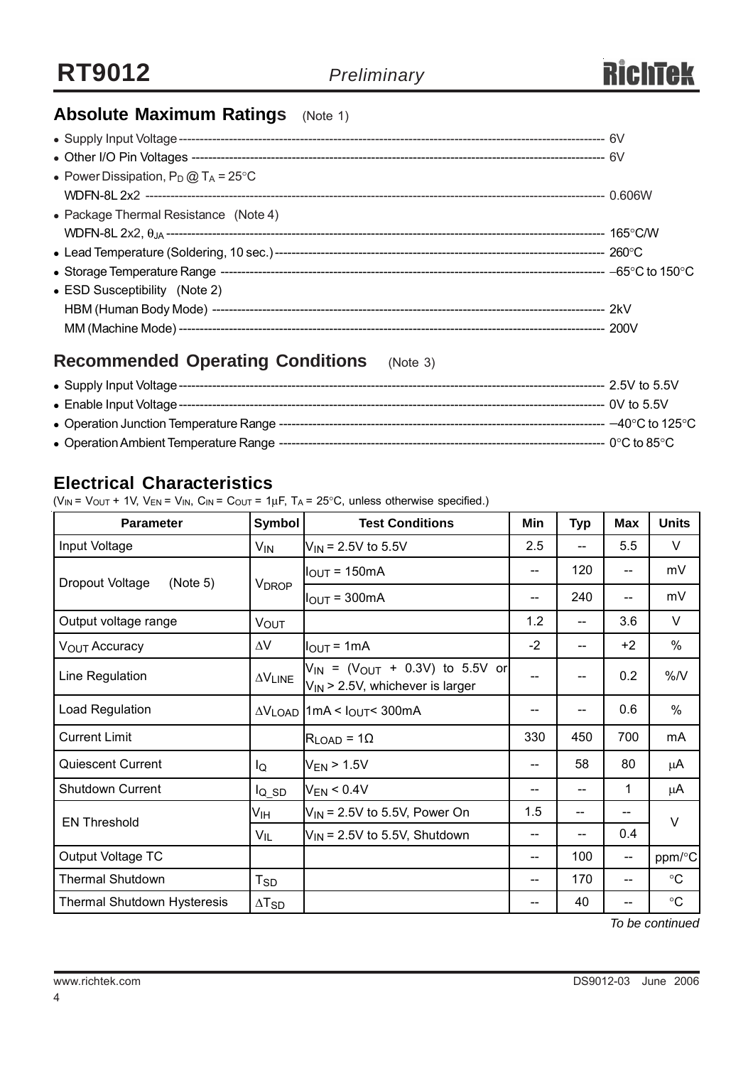## Absolute Maximum Ratings (Note 1)

- Supply Input Voltage ---------- 6V
- Other I/O Pin Voltages ---------- 6V
- Power Dissipation, $P_D$ @ $T_A$ = 25°C
  WDFN-8L 2x2 ---------- 0.606W
- Package Thermal Resistance (Note 4)
  WDFN-8L 2x2, $\theta_{JA}$ ---------- 165°C/W
- Lead Temperature (Soldering, 10 sec.) ---------- 260°C
- Storage Temperature Range ---------- −65°C to 150°C
- ESD Susceptibility (Note 2)
  HBM (Human Body Mode) ---------- 2kV
  MM (Machine Mode) ---------- 200V

## Recommended Operating Conditions (Note 3)

- Supply Input Voltage ---------- 2.5V to 5.5V
- Enable Input Voltage ---------- 0V to 5.5V
- Operation Junction Temperature Range ---------- −40°C to 125°C
- Operation Ambient Temperature Range ---------- 0°C to 85°C

## Electrical Characteristics

($V_{IN}$ = $V_{OUT}$ + 1V, $V_{EN}$ = $V_{IN}$, $C_{IN}$ = $C_{OUT}$ = 1μF, $T_A$ = 25°C, unless otherwise specified.)

| Parameter | Symbol | Test Conditions | Min | Typ | Max | Units |
|---|---|---|---|---|---|---|
| Input Voltage | $V_{IN}$ | $V_{IN}$ = 2.5V to 5.5V | 2.5 | -- | 5.5 | V |
| Dropout Voltage (Note 5) | $V_{DROP}$ | $I_{OUT}$ = 150mA | -- | 120 | -- | mV |
| | | $I_{OUT}$ = 300mA | -- | 240 | -- | mV |
| Output voltage range | $V_{OUT}$ | | 1.2 | -- | 3.6 | V |
| $V_{OUT}$ Accuracy | $\Delta V$ | $I_{OUT}$ = 1mA | -2 | -- | +2 | % |
| Line Regulation | $\Delta V_{LINE}$ | $V_{IN}$ = ($V_{OUT}$ + 0.3V) to 5.5V or $V_{IN}$ > 2.5V, whichever is larger | -- | -- | 0.2 | %/V |
| Load Regulation | $\Delta V_{LOAD}$ | 1mA < $I_{OUT}$ < 300mA | -- | -- | 0.6 | % |
| Current Limit | | $R_{LOAD}$ = 1Ω | 330 | 450 | 700 | mA |
| Quiescent Current | $I_Q$ | $V_{EN}$ > 1.5V | -- | 58 | 80 | μA |
| Shutdown Current | $I_{Q\_SD}$ | $V_{EN}$ < 0.4V | -- | -- | 1 | μA |
| EN Threshold | $V_{IH}$ | $V_{IN}$ = 2.5V to 5.5V, Power On | 1.5 | -- | -- | V |
| | $V_{IL}$ | $V_{IN}$ = 2.5V to 5.5V, Shutdown | -- | -- | 0.4 | |
| Output Voltage TC | | | -- | 100 | -- | ppm/°C |
| Thermal Shutdown | $T_{SD}$ | | -- | 170 | -- | °C |
| Thermal Shutdown Hysteresis | $\Delta T_{SD}$ | | -- | 40 | -- | °C |

*To be continued*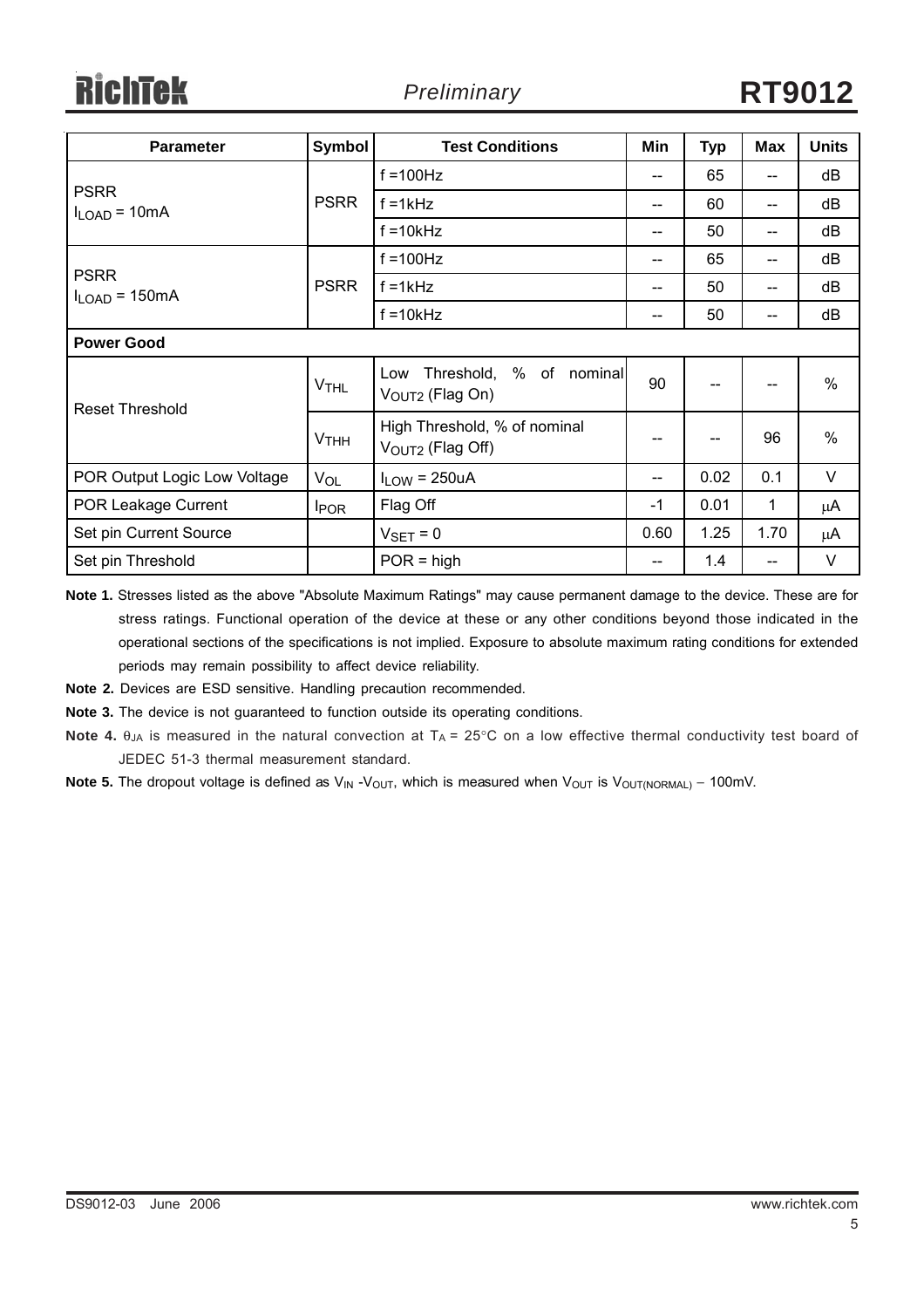| Parameter | Symbol | Test Conditions | Min | Typ | Max | Units |
|---|---|---|---|---|---|---|
| PSRR $I_{LOAD}$ = 10mA | PSRR | f =100Hz | -- | 65 | -- | dB |
| | | f =1kHz | -- | 60 | -- | dB |
| | | f =10kHz | -- | 50 | -- | dB |
| PSRR $I_{LOAD}$ = 150mA | PSRR | f =100Hz | -- | 65 | -- | dB |
| | | f =1kHz | -- | 50 | -- | dB |
| | | f =10kHz | -- | 50 | -- | dB |
| **Power Good** | | | | | | |
| Reset Threshold | $V_{THL}$ | Low Threshold, % of nominal $V_{OUT2}$ (Flag On) | 90 | -- | -- | % |
| | $V_{THH}$ | High Threshold, % of nominal $V_{OUT2}$ (Flag Off) | -- | -- | 96 | % |
| POR Output Logic Low Voltage | $V_{OL}$ | $I_{LOW}$ = 250uA | -- | 0.02 | 0.1 | V |
| POR Leakage Current | $I_{POR}$ | Flag Off | -1 | 0.01 | 1 | μA |
| Set pin Current Source | | $V_{SET}$ = 0 | 0.60 | 1.25 | 1.70 | μA |
| Set pin Threshold | | POR = high | -- | 1.4 | -- | V |

**Note 1.** Stresses listed as the above "Absolute Maximum Ratings" may cause permanent damage to the device. These are for stress ratings. Functional operation of the device at these or any other conditions beyond those indicated in the operational sections of the specifications is not implied. Exposure to absolute maximum rating conditions for extended periods may remain possibility to affect device reliability.

**Note 2.** Devices are ESD sensitive. Handling precaution recommended.

**Note 3.** The device is not guaranteed to function outside its operating conditions.

**Note 4.** $\theta_{JA}$ is measured in the natural convection at $T_A$ = 25°C on a low effective thermal conductivity test board of JEDEC 51-3 thermal measurement standard.

**Note 5.** The dropout voltage is defined as $V_{IN}$ -$V_{OUT}$, which is measured when $V_{OUT}$ is $V_{OUT(NORMAL)}$ − 100mV.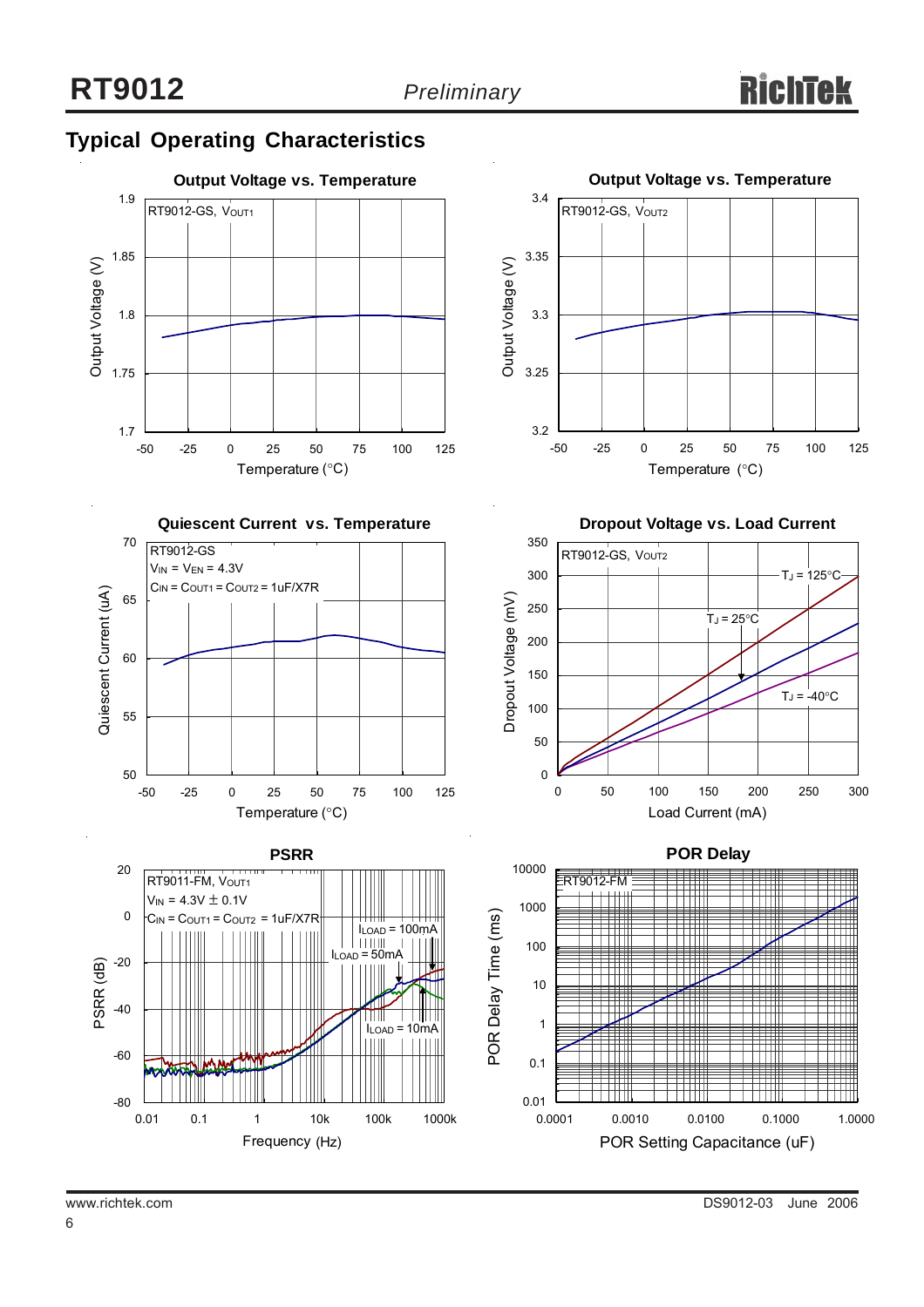## Typical Operating Characteristics

**Output Voltage vs. Temperature**

RT9012-GS, $V_{OUT1}$

Output Voltage (V) vs. Temperature (°C)

**Output Voltage vs. Temperature**

RT9012-GS, $V_{OUT2}$

Output Voltage (V) vs. Temperature (°C)

**Quiescent Current vs. Temperature**

RT9012-GS
$V_{IN} = V_{EN} = 4.3V$
$C_{IN} = C_{OUT1} = C_{OUT2} = 1uF/X7R$

Quiescent Current (uA) vs. Temperature (°C)

**Dropout Voltage vs. Load Current**

RT9012-GS, $V_{OUT2}$

$T_J = 125°C$, $T_J = 25°C$, $T_J = -40°C$

Dropout Voltage (mV) vs. Load Current (mA)

**PSRR**

RT9011-FM, $V_{OUT1}$
$V_{IN} = 4.3V \pm 0.1V$
$C_{IN} = C_{OUT1} = C_{OUT2} = 1uF/X7R$

$I_{LOAD} = 100mA$, $I_{LOAD} = 50mA$, $I_{LOAD} = 10mA$

PSRR (dB) vs. Frequency (Hz)

**POR Delay**

RT9012-FM

POR Delay Time (ms) vs. POR Setting Capacitance (uF)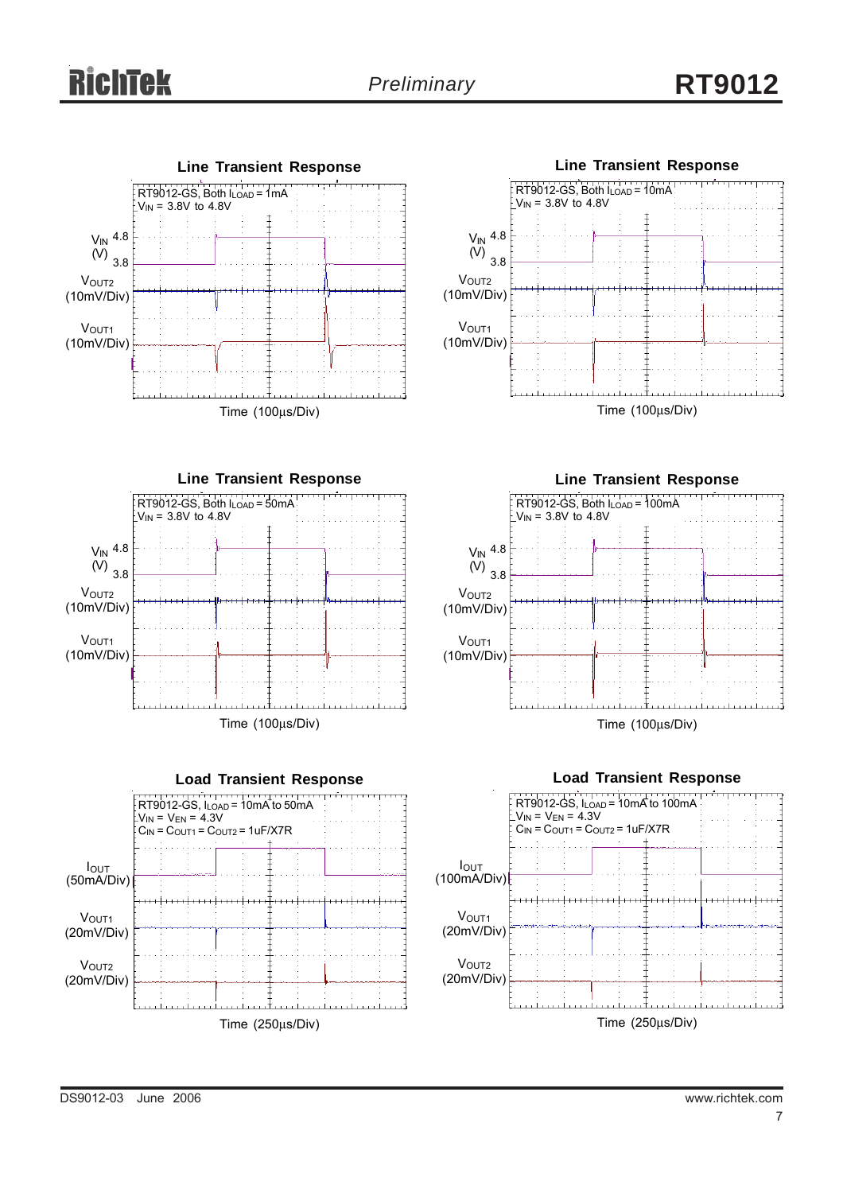### Line Transient Response

RT9012-GS, Both $I_{LOAD}$ = 1mA
$V_{IN}$ = 3.8V to 4.8V

$V_{IN}$ (V) 4.8 / 3.8

$V_{OUT2}$ (10mV/Div)

$V_{OUT1}$ (10mV/Div)

Time (100μs/Div)

### Line Transient Response

RT9012-GS, Both $I_{LOAD}$ = 10mA
$V_{IN}$ = 3.8V to 4.8V

$V_{IN}$ (V) 4.8 / 3.8

$V_{OUT2}$ (10mV/Div)

$V_{OUT1}$ (10mV/Div)

Time (100μs/Div)

### Line Transient Response

RT9012-GS, Both $I_{LOAD}$ = 50mA
$V_{IN}$ = 3.8V to 4.8V

$V_{IN}$ (V) 4.8 / 3.8

$V_{OUT2}$ (10mV/Div)

$V_{OUT1}$ (10mV/Div)

Time (100μs/Div)

### Line Transient Response

RT9012-GS, Both $I_{LOAD}$ = 100mA
$V_{IN}$ = 3.8V to 4.8V

$V_{IN}$ (V) 4.8 / 3.8

$V_{OUT2}$ (10mV/Div)

$V_{OUT1}$ (10mV/Div)

Time (100μs/Div)

### Load Transient Response

RT9012-GS, $I_{LOAD}$ = 10mA to 50mA
$V_{IN}$ = $V_{EN}$ = 4.3V
$C_{IN}$ = $C_{OUT1}$ = $C_{OUT2}$ = 1uF/X7R

$I_{OUT}$ (50mA/Div)

$V_{OUT1}$ (20mV/Div)

$V_{OUT2}$ (20mV/Div)

Time (250μs/Div)

### Load Transient Response

RT9012-GS, $I_{LOAD}$ = 10mA to 100mA
$V_{IN}$ = $V_{EN}$ = 4.3V
$C_{IN}$ = $C_{OUT1}$ = $C_{OUT2}$ = 1uF/X7R

$I_{OUT}$ (100mA/Div)

$V_{OUT1}$ (20mV/Div)

$V_{OUT2}$ (20mV/Div)

Time (250μs/Div)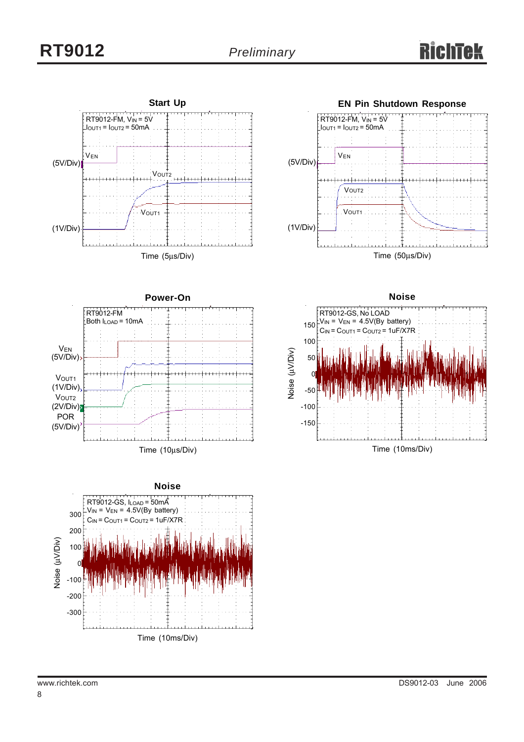**Start Up**

RT9012-FM, $V_{IN}$ = 5V
$I_{OUT1}$ = $I_{OUT2}$ = 50mA

$V_{EN}$ (5V/Div)

$V_{OUT2}$

$V_{OUT1}$ (1V/Div)

Time (5μs/Div)

**EN Pin Shutdown Response**

RT9012-FM, $V_{IN}$ = 5V
$I_{OUT1}$ = $I_{OUT2}$ = 50mA

$V_{EN}$ (5V/Div)

$V_{OUT2}$

$V_{OUT1}$ (1V/Div)

Time (50μs/Div)

**Power-On**

RT9012-FM
Both $I_{LOAD}$ = 10mA

$V_{EN}$ (5V/Div)

$V_{OUT1}$ (1V/Div)

$V_{OUT2}$ (2V/Div)

POR (5V/Div)

Time (10μs/Div)

**Noise**

RT9012-GS, No LOAD
$V_{IN}$ = $V_{EN}$ = 4.5V(By battery)
$C_{IN}$ = $C_{OUT1}$ = $C_{OUT2}$ = 1uF/X7R

Noise (μV/Div): 150, 100, 50, 0, -50, -100, -150

Time (10ms/Div)

**Noise**

RT9012-GS, $I_{LOAD}$ = 50mA
$V_{IN}$ = $V_{EN}$ = 4.5V(By battery)
$C_{IN}$ = $C_{OUT1}$ = $C_{OUT2}$ = 1uF/X7R

Noise (μV/Div): 300, 200, 100, 0, -100, -200, -300

Time (10ms/Div)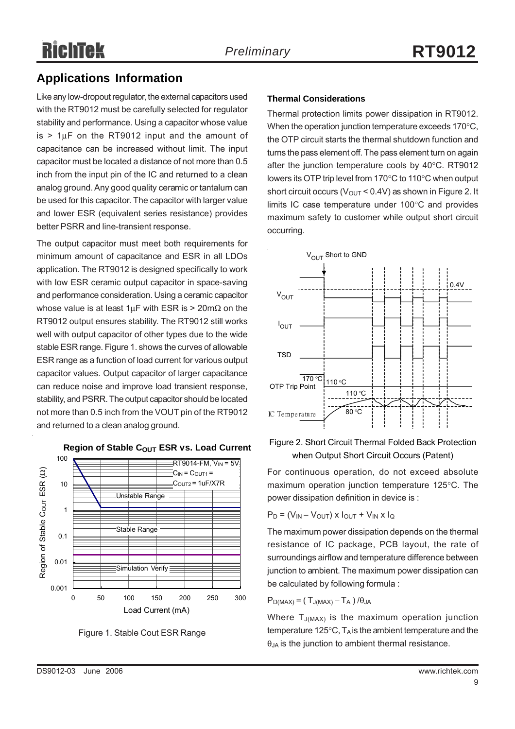## Applications Information

Like any low-dropout regulator, the external capacitors used with the RT9012 must be carefully selected for regulator stability and performance. Using a capacitor whose value is > 1μF on the RT9012 input and the amount of capacitance can be increased without limit. The input capacitor must be located a distance of not more than 0.5 inch from the input pin of the IC and returned to a clean analog ground. Any good quality ceramic or tantalum can be used for this capacitor. The capacitor with larger value and lower ESR (equivalent series resistance) provides better PSRR and line-transient response.

The output capacitor must meet both requirements for minimum amount of capacitance and ESR in all LDOs application. The RT9012 is designed specifically to work with low ESR ceramic output capacitor in space-saving and performance consideration. Using a ceramic capacitor whose value is at least 1μF with ESR is > 20mΩ on the RT9012 output ensures stability. The RT9012 still works well with output capacitor of other types due to the wide stable ESR range. Figure 1. shows the curves of allowable ESR range as a function of load current for various output capacitor values. Output capacitor of larger capacitance can reduce noise and improve load transient response, stability, and PSRR. The output capacitor should be located not more than 0.5 inch from the VOUT pin of the RT9012 and returned to a clean analog ground.

Figure 1. Stable Cout ESR Range

### Thermal Considerations

Thermal protection limits power dissipation in RT9012. When the operation junction temperature exceeds 170°C, the OTP circuit starts the thermal shutdown function and turns the pass element off. The pass element turn on again after the junction temperature cools by 40°C. RT9012 lowers its OTP trip level from 170°C to 110°C when output short circuit occurs ($V_{OUT}$ < 0.4V) as shown in Figure 2. It limits IC case temperature under 100°C and provides maximum safety to customer while output short circuit occurring.

Figure 2. Short Circuit Thermal Folded Back Protection when Output Short Circuit Occurs (Patent)

For continuous operation, do not exceed absolute maximum operation junction temperature 125°C. The power dissipation definition in device is :

$P_D = (V_{IN} - V_{OUT}) \times I_{OUT} + V_{IN} \times I_Q$

The maximum power dissipation depends on the thermal resistance of IC package, PCB layout, the rate of surroundings airflow and temperature difference between junction to ambient. The maximum power dissipation can be calculated by following formula :

$P_{D(MAX)} = ( T_{J(MAX)} - T_A ) / \theta_{JA}$

Where $T_{J(MAX)}$ is the maximum operation junction temperature 125°C, $T_A$ is the ambient temperature and the $\theta_{JA}$ is the junction to ambient thermal resistance.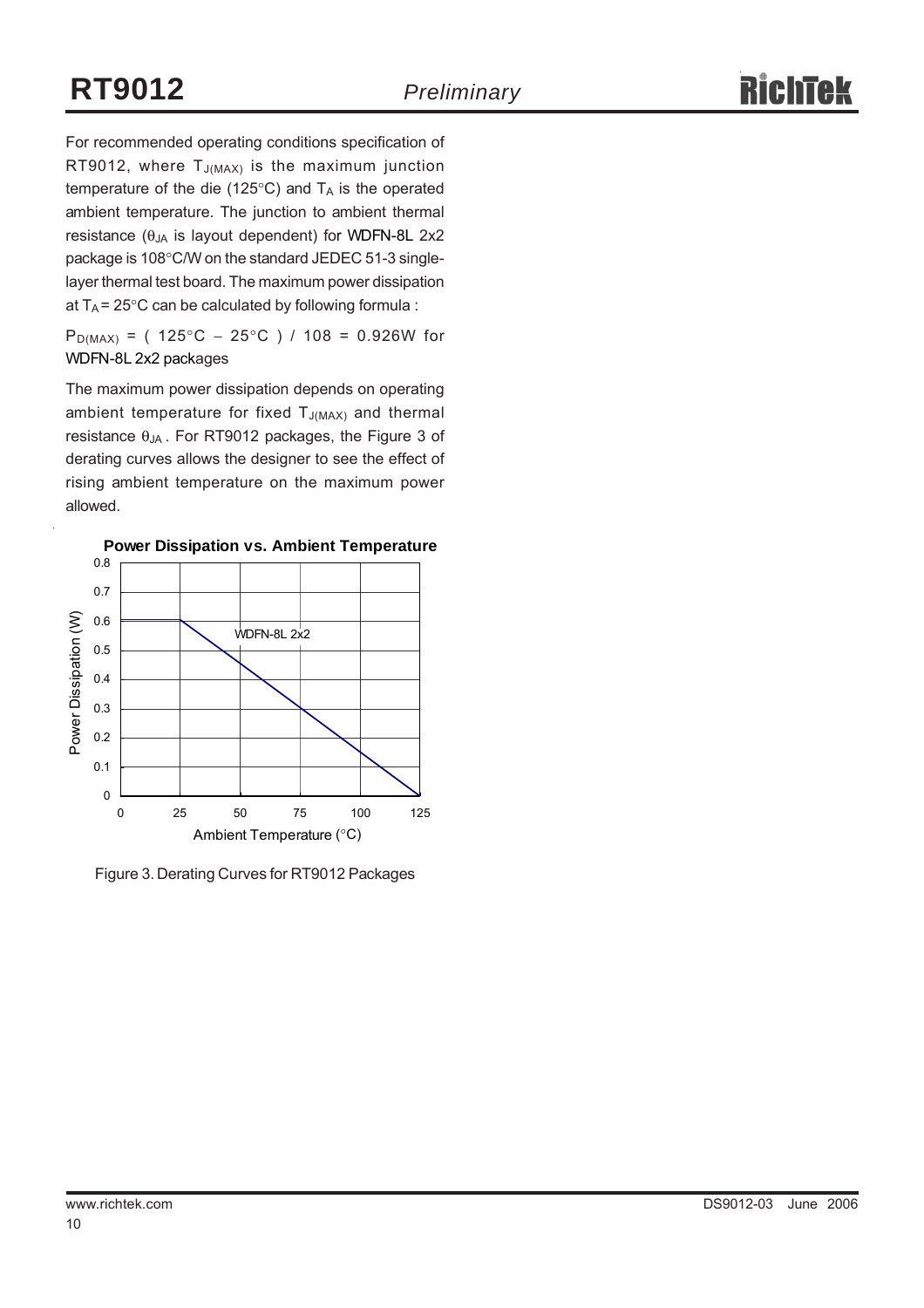For recommended operating conditions specification of RT9012, where $T_{J(MAX)}$ is the maximum junction temperature of the die (125°C) and $T_A$ is the operated ambient temperature. The junction to ambient thermal resistance ($\theta_{JA}$ is layout dependent) for WDFN-8L 2x2 package is 108°C/W on the standard JEDEC 51-3 single-layer thermal test board. The maximum power dissipation at $T_A$ = 25°C can be calculated by following formula :

$P_{D(MAX)}$ = ( 125°C − 25°C ) / 108 = 0.926W for WDFN-8L 2x2 packages

The maximum power dissipation depends on operating ambient temperature for fixed $T_{J(MAX)}$ and thermal resistance $\theta_{JA}$ . For RT9012 packages, the Figure 3 of derating curves allows the designer to see the effect of rising ambient temperature on the maximum power allowed.

**Power Dissipation vs. Ambient Temperature**

Figure 3. Derating Curves for RT9012 Packages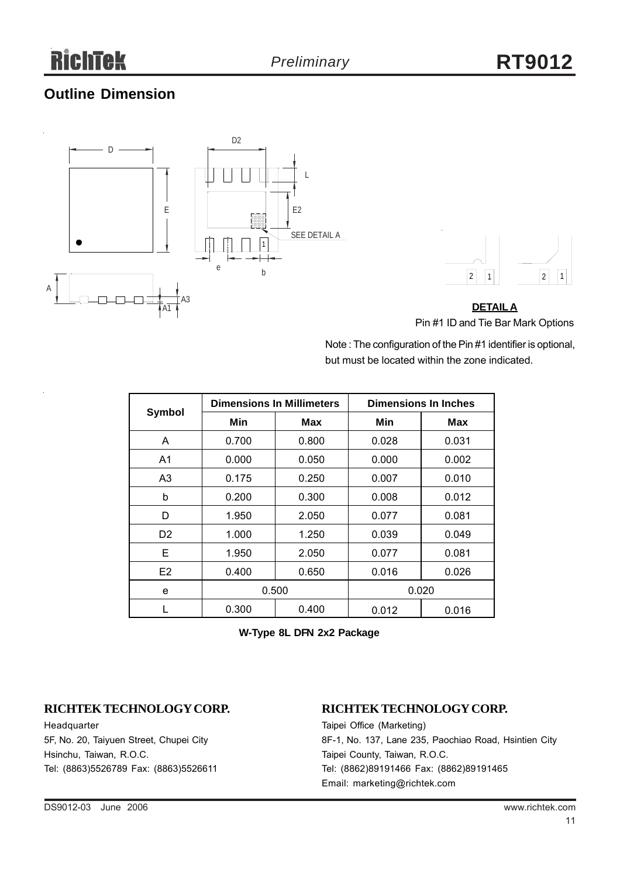## Outline Dimension

D

D2

L

E

E2

SEE DETAIL A

e

b

A

A1

A3

**DETAIL A**

Pin #1 ID and Tie Bar Mark Options

Note : The configuration of the Pin #1 identifier is optional, but must be located within the zone indicated.

| Symbol | Dimensions In Millimeters | | Dimensions In Inches | |
|---|---|---|---|---|
| | Min | Max | Min | Max |
| A | 0.700 | 0.800 | 0.028 | 0.031 |
| A1 | 0.000 | 0.050 | 0.000 | 0.002 |
| A3 | 0.175 | 0.250 | 0.007 | 0.010 |
| b | 0.200 | 0.300 | 0.008 | 0.012 |
| D | 1.950 | 2.050 | 0.077 | 0.081 |
| D2 | 1.000 | 1.250 | 0.039 | 0.049 |
| E | 1.950 | 2.050 | 0.077 | 0.081 |
| E2 | 0.400 | 0.650 | 0.016 | 0.026 |
| e | 0.500 | | 0.020 | |
| L | 0.300 | 0.400 | 0.012 | 0.016 |

**W-Type 8L DFN 2x2 Package**

**RICHTEK TECHNOLOGY CORP.**

Headquarter
5F, No. 20, Taiyuen Street, Chupei City
Hsinchu, Taiwan, R.O.C.
Tel: (8863)5526789 Fax: (8863)5526611

**RICHTEK TECHNOLOGY CORP.**

Taipei Office (Marketing)
8F-1, No. 137, Lane 235, Paochiao Road, Hsintien City
Taipei County, Taiwan, R.O.C.
Tel: (8862)89191466 Fax: (8862)89191465
Email: marketing@richtek.com